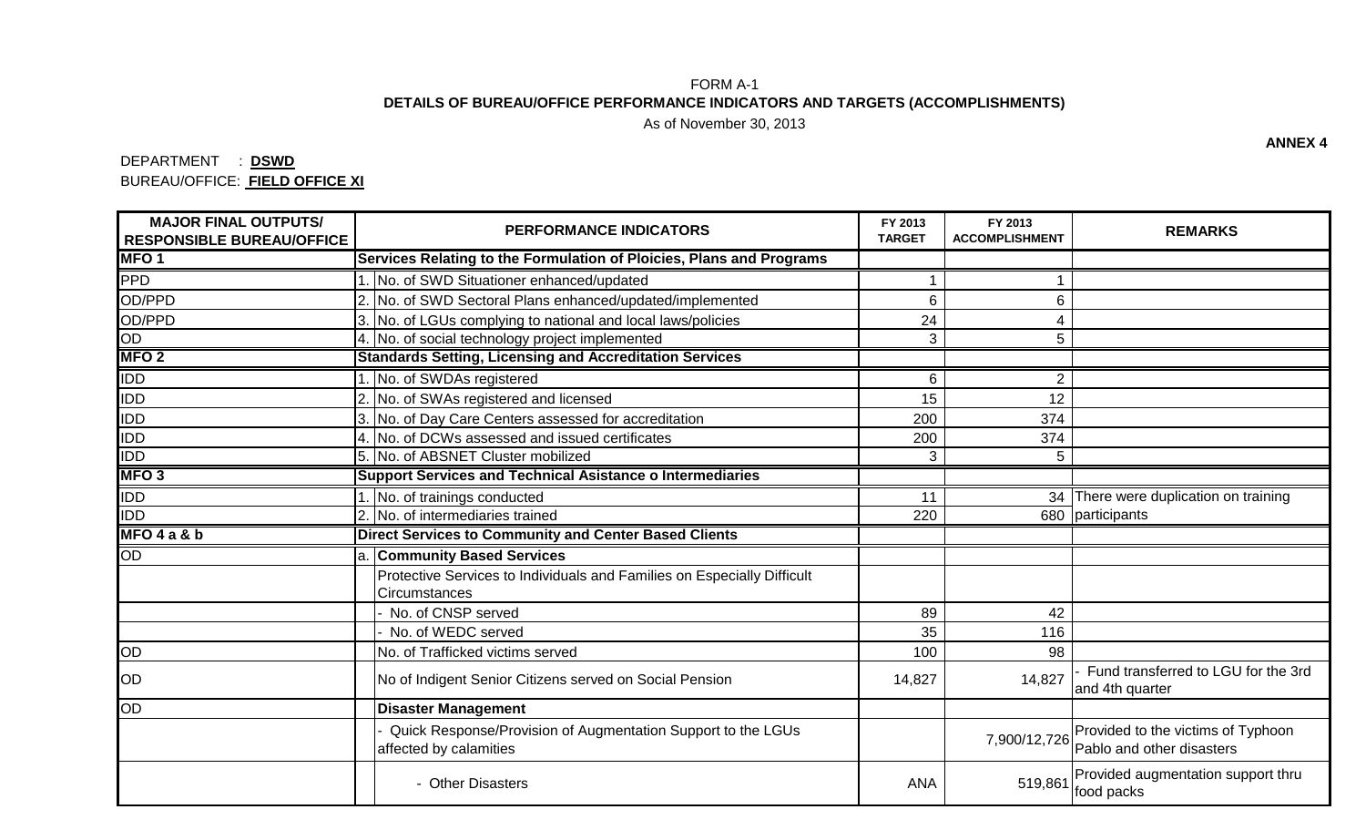FORM A-1

**DETAILS OF BUREAU/OFFICE PERFORMANCE INDICATORS AND TARGETS (ACCOMPLISHMENTS)**

As of November 30, 2013

**ANNEX 4**

DEPARTMENT : **DSWD**

BUREAU/OFFICE: **FIELD OFFICE XI**

| MAJOR FINAL OUTPUTS/ RESPONSIBLE BUREAU/OFFICE | | PERFORMANCE INDICATORS | FY 2013 TARGET | FY 2013 ACCOMPLISHMENT | REMARKS |
|---|---|---|---|---|---|
| **MFO 1** | | **Services Relating to the Formulation of Ploicies, Plans and Programs** | | | |
| PPD | 1. | No. of SWD Situationer enhanced/updated | 1 | 1 | |
| OD/PPD | 2. | No. of SWD Sectoral Plans enhanced/updated/implemented | 6 | 6 | |
| OD/PPD | 3. | No. of LGUs complying to national and local laws/policies | 24 | 4 | |
| OD | 4. | No. of social technology project implemented | 3 | 5 | |
| **MFO 2** | | **Standards Setting, Licensing and Accreditation Services** | | | |
| IDD | 1. | No. of SWDAs registered | 6 | 2 | |
| IDD | 2. | No. of SWAs registered and licensed | 15 | 12 | |
| IDD | 3. | No. of Day Care Centers assessed for accreditation | 200 | 374 | |
| IDD | 4. | No. of DCWs assessed and issued certificates | 200 | 374 | |
| IDD | 5. | No. of ABSNET Cluster mobilized | 3 | 5 | |
| **MFO 3** | | **Support Services and Technical Asistance o Intermediaries** | | | |
| IDD | 1. | No. of trainings conducted | 11 | 34 | There were duplication on training participants |
| IDD | 2. | No. of intermediaries trained | 220 | 680 | |
| **MFO 4 a & b** | | **Direct Services to Community and Center Based Clients** | | | |
| OD | a. | **Community Based Services** | | | |
| | | Protective Services to Individuals and Families on Especially Difficult Circumstances | | | |
| | | - No. of CNSP served | 89 | 42 | |
| | | - No. of WEDC served | 35 | 116 | |
| OD | | No. of Trafficked victims served | 100 | 98 | |
| OD | | No of Indigent Senior Citizens served on Social Pension | 14,827 | 14,827 | - Fund transferred to LGU for the 3rd and 4th quarter |
| OD | | **Disaster Management** | | | |
| | | - Quick Response/Provision of Augmentation Support to the LGUs affected by calamities | | 7,900/12,726 | Provided to the victims of Typhoon Pablo and other disasters |
| | | - Other Disasters | ANA | 519,861 | Provided augmentation support thru food packs |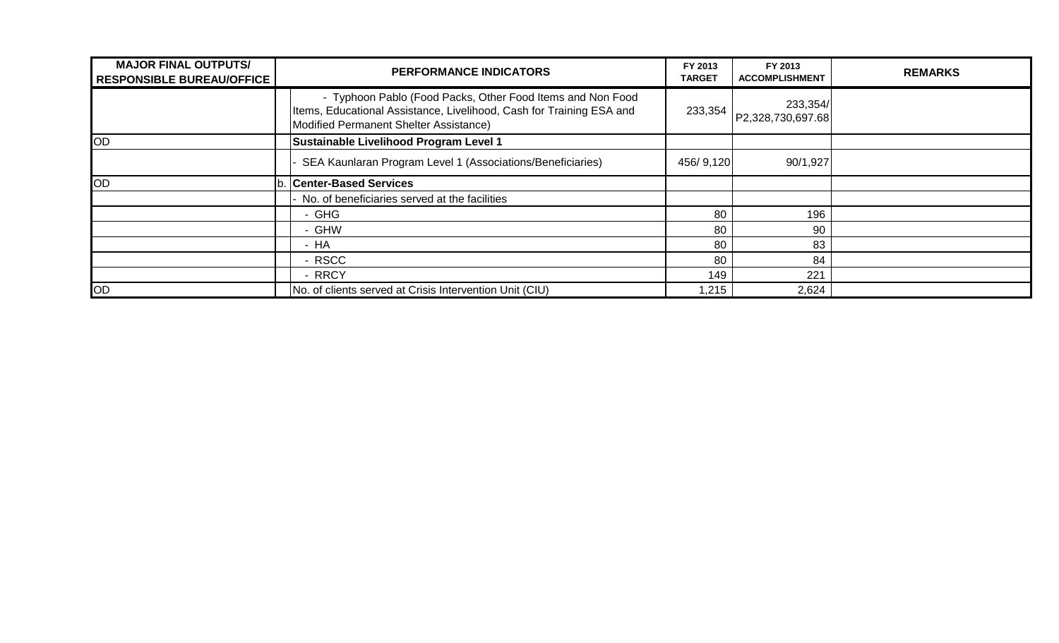| MAJOR FINAL OUTPUTS/ RESPONSIBLE BUREAU/OFFICE | | PERFORMANCE INDICATORS | FY 2013 TARGET | FY 2013 ACCOMPLISHMENT | REMARKS |
|---|---|---|---|---|---|
| | | - Typhoon Pablo (Food Packs, Other Food Items and Non Food Items, Educational Assistance, Livelihood, Cash for Training ESA and Modified Permanent Shelter Assistance) | 233,354 | 233,354/ P2,328,730,697.68 | |
| OD | | **Sustainable Livelihood Program Level 1** | | | |
| | | - SEA Kaunlaran Program Level 1 (Associations/Beneficiaries) | 456/ 9,120 | 90/1,927 | |
| OD | b. | **Center-Based Services** | | | |
| | | - No. of beneficiaries served at the facilities | | | |
| | | - GHG | 80 | 196 | |
| | | - GHW | 80 | 90 | |
| | | - HA | 80 | 83 | |
| | | - RSCC | 80 | 84 | |
| | | - RRCY | 149 | 221 | |
| OD | | No. of clients served at Crisis Intervention Unit (CIU) | 1,215 | 2,624 | |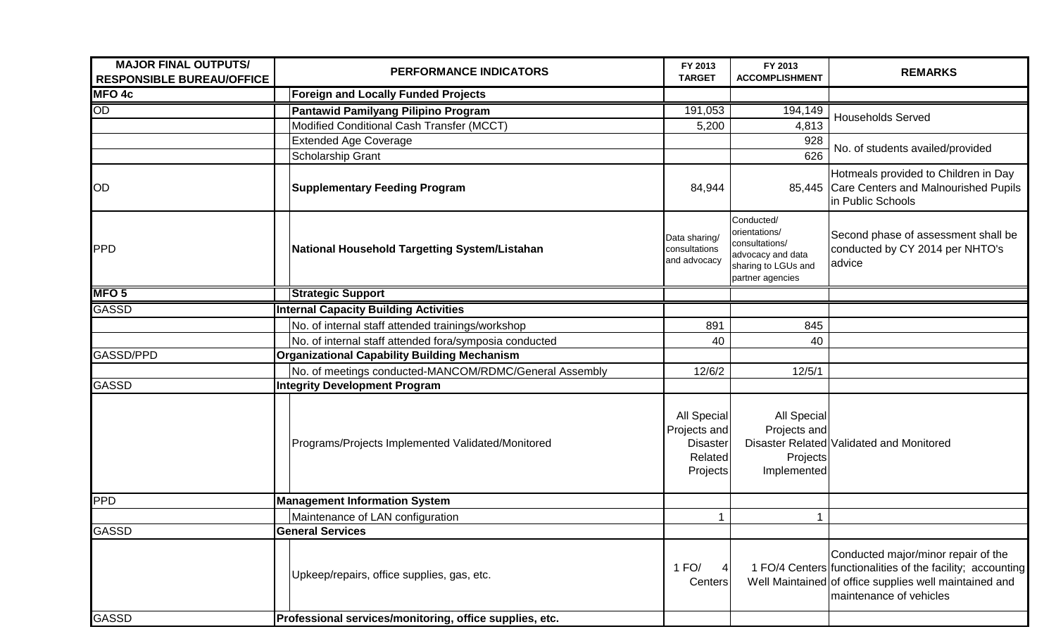| MAJOR FINAL OUTPUTS/ RESPONSIBLE BUREAU/OFFICE | PERFORMANCE INDICATORS | FY 2013 TARGET | FY 2013 ACCOMPLISHMENT | REMARKS |
|---|---|---|---|---|
| **MFO 4c** | **Foreign and Locally Funded Projects** | | | |
| OD | **Pantawid Pamilyang Pilipino Program** | 191,053 | 194,149 | Households Served |
| | Modified Conditional Cash Transfer (MCCT) | 5,200 | 4,813 | |
| | Extended Age Coverage | | 928 | No. of students availed/provided |
| | Scholarship Grant | | 626 | |
| OD | **Supplementary Feeding Program** | 84,944 | 85,445 | Hotmeals provided to Children in Day Care Centers and Malnourished Pupils in Public Schools |
| PPD | **National Household Targetting System/Listahan** | Data sharing/ consultations and advocacy | Conducted/ orientations/ consultations/ advocacy and data sharing to LGUs and partner agencies | Second phase of assessment shall be conducted by CY 2014 per NHTO's advice |
| **MFO 5** | **Strategic Support** | | | |
| GASSD | **Internal Capacity Building Activities** | | | |
| | No. of internal staff attended trainings/workshop | 891 | 845 | |
| | No. of internal staff attended fora/symposia conducted | 40 | 40 | |
| GASSD/PPD | **Organizational Capability Building Mechanism** | | | |
| | No. of meetings conducted-MANCOM/RDMC/General Assembly | 12/6/2 | 12/5/1 | |
| GASSD | **Integrity Development Program** | | | |
| | Programs/Projects Implemented Validated/Monitored | All Special Projects and Disaster Related Projects | All Special Projects and Disaster Related Projects Implemented | Validated and Monitored |
| PPD | **Management Information System** | | | |
| | Maintenance of LAN configuration | 1 | 1 | |
| GASSD | **General Services** | | | |
| | Upkeep/repairs, office supplies, gas, etc. | 1 FO/ 4 Centers | 1 FO/4 Centers Well Maintained | Conducted major/minor repair of the functionalities of the facility; accounting of office supplies well maintained and maintenance of vehicles |
| GASSD | **Professional services/monitoring, office supplies, etc.** | | | |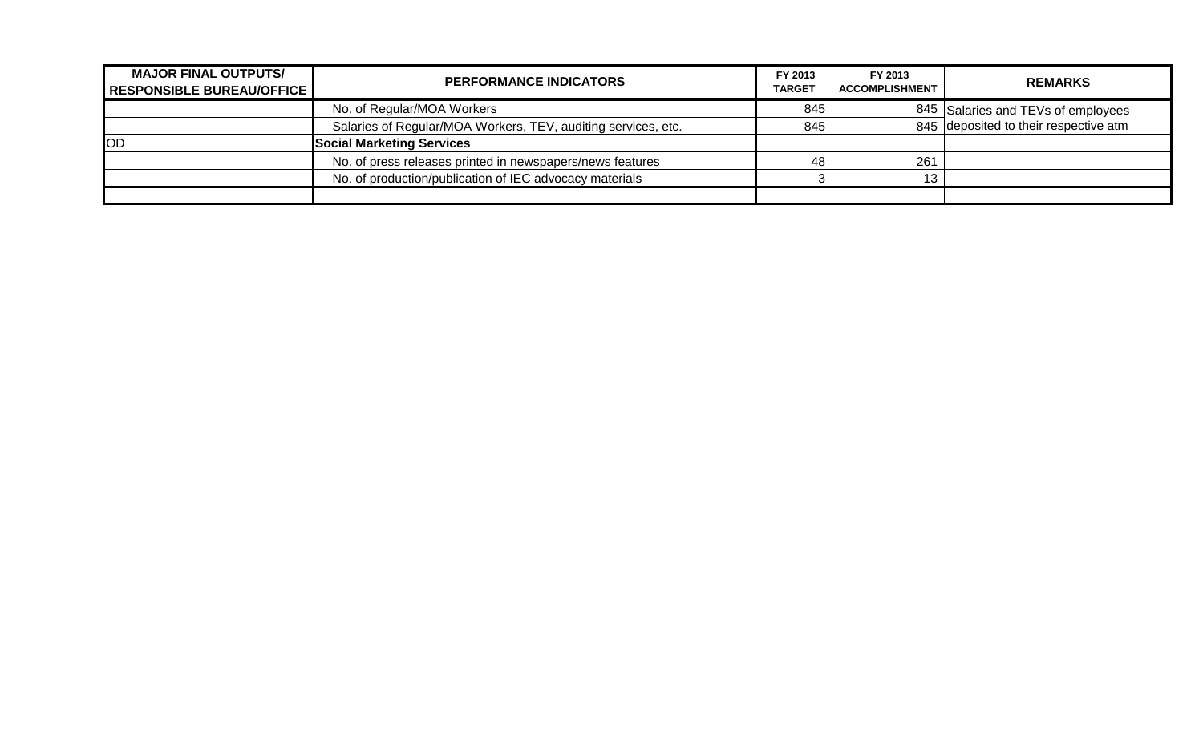| MAJOR FINAL OUTPUTS/ RESPONSIBLE BUREAU/OFFICE | PERFORMANCE INDICATORS | | FY 2013 TARGET | FY 2013 ACCOMPLISHMENT | REMARKS |
|---|---|---|---|---|---|
| | | No. of Regular/MOA Workers | 845 | 845 | Salaries and TEVs of employees |
| | | Salaries of Regular/MOA Workers, TEV, auditing services, etc. | 845 | 845 | deposited to their respective atm |
| OD | **Social Marketing Services** | | | | |
| | | No. of press releases printed in newspapers/news features | 48 | 261 | |
| | | No. of production/publication of IEC advocacy materials | 3 | 13 | |
| | | | | | |